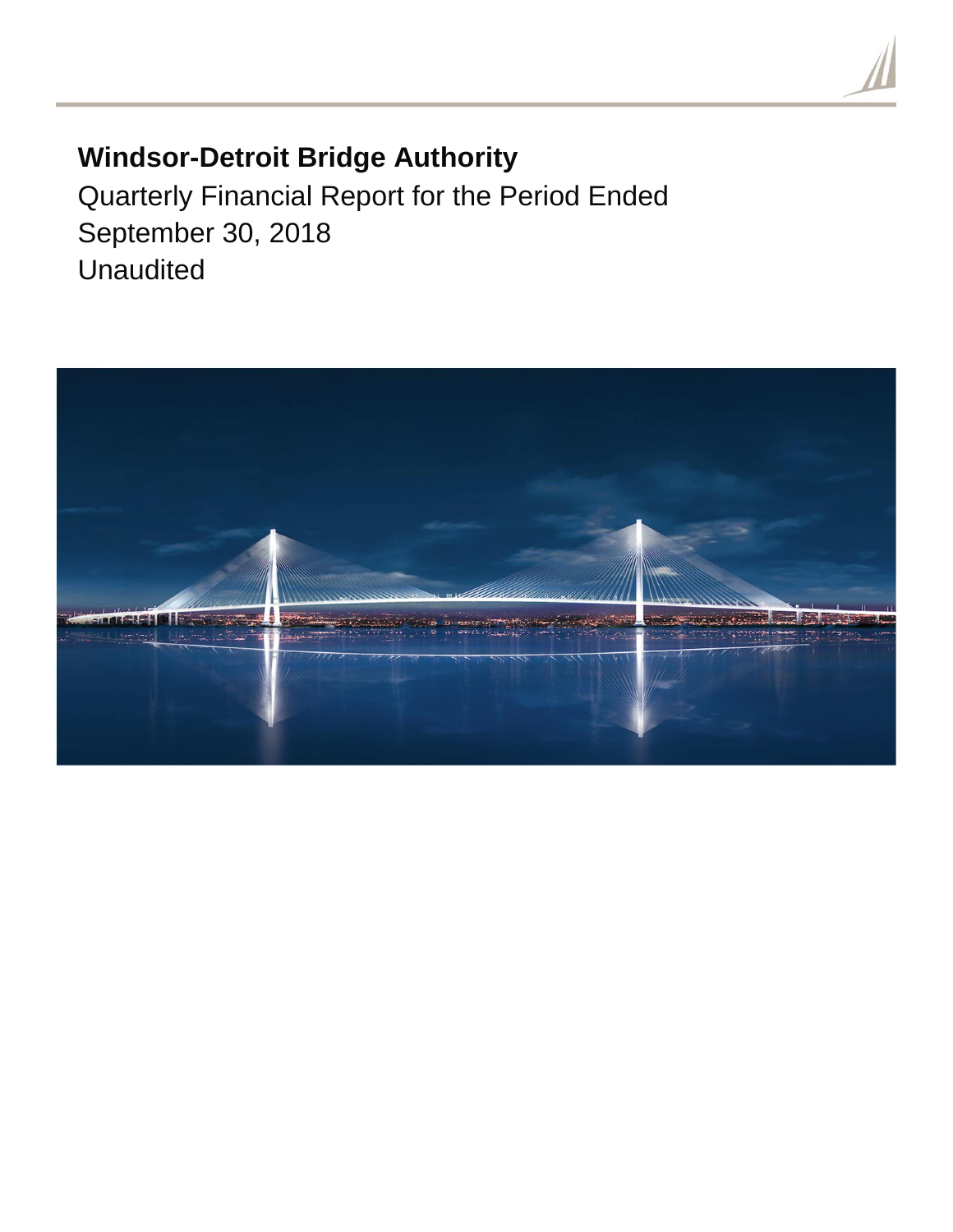# Windsor-Detroit Bridge Authority

Quarterly Financial Report for the Period Ended September 30, 2018

Unaudited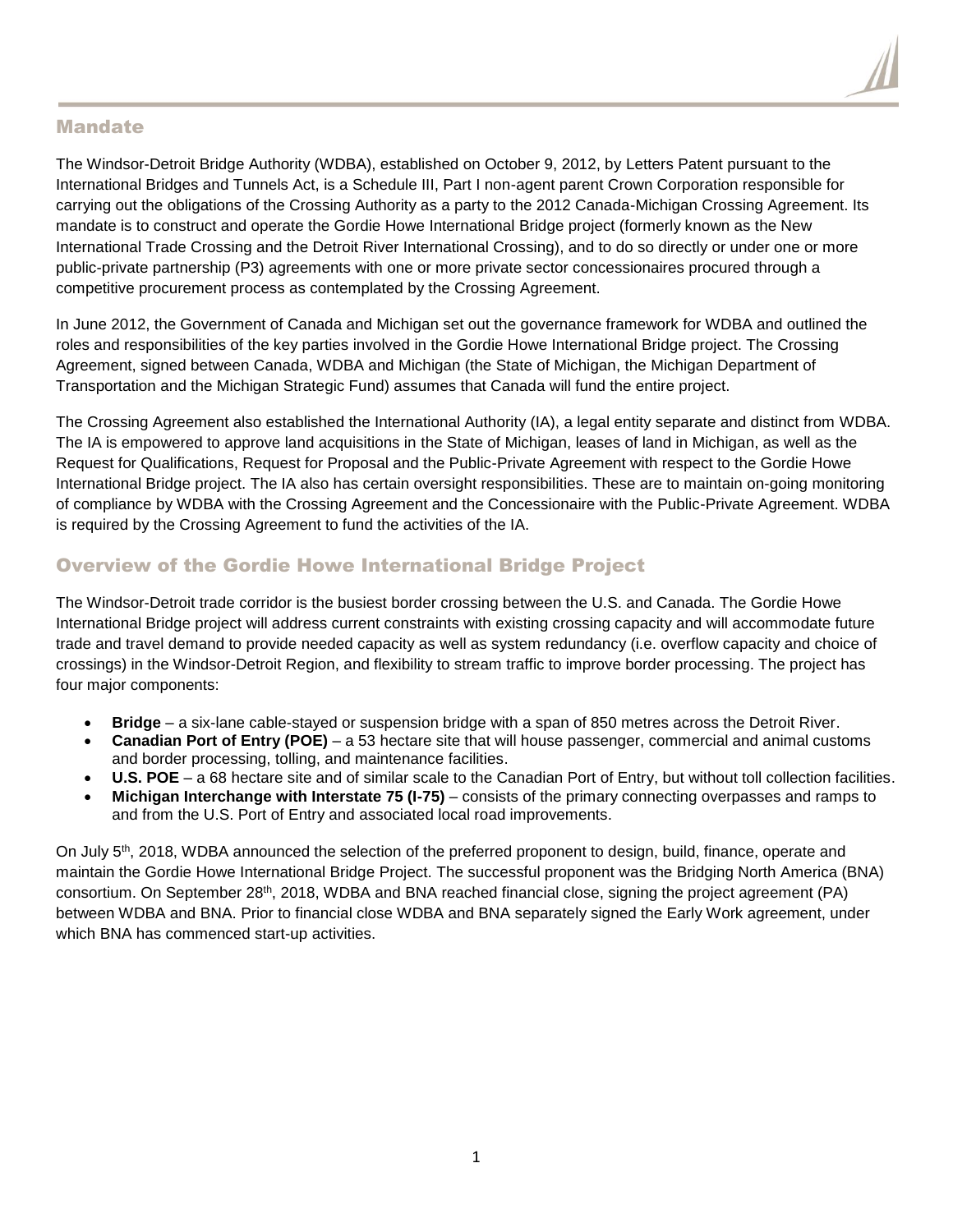## Mandate

The Windsor-Detroit Bridge Authority (WDBA), established on October 9, 2012, by Letters Patent pursuant to the International Bridges and Tunnels Act, is a Schedule III, Part I non-agent parent Crown Corporation responsible for carrying out the obligations of the Crossing Authority as a party to the 2012 Canada-Michigan Crossing Agreement. Its mandate is to construct and operate the Gordie Howe International Bridge project (formerly known as the New International Trade Crossing and the Detroit River International Crossing), and to do so directly or under one or more public-private partnership (P3) agreements with one or more private sector concessionaires procured through a competitive procurement process as contemplated by the Crossing Agreement.

In June 2012, the Government of Canada and Michigan set out the governance framework for WDBA and outlined the roles and responsibilities of the key parties involved in the Gordie Howe International Bridge project. The Crossing Agreement, signed between Canada, WDBA and Michigan (the State of Michigan, the Michigan Department of Transportation and the Michigan Strategic Fund) assumes that Canada will fund the entire project.

The Crossing Agreement also established the International Authority (IA), a legal entity separate and distinct from WDBA. The IA is empowered to approve land acquisitions in the State of Michigan, leases of land in Michigan, as well as the Request for Qualifications, Request for Proposal and the Public-Private Agreement with respect to the Gordie Howe International Bridge project. The IA also has certain oversight responsibilities. These are to maintain on-going monitoring of compliance by WDBA with the Crossing Agreement and the Concessionaire with the Public-Private Agreement. WDBA is required by the Crossing Agreement to fund the activities of the IA.

## Overview of the Gordie Howe International Bridge Project

The Windsor-Detroit trade corridor is the busiest border crossing between the U.S. and Canada. The Gordie Howe International Bridge project will address current constraints with existing crossing capacity and will accommodate future trade and travel demand to provide needed capacity as well as system redundancy (i.e. overflow capacity and choice of crossings) in the Windsor-Detroit Region, and flexibility to stream traffic to improve border processing. The project has four major components:

- **Bridge** – a six-lane cable-stayed or suspension bridge with a span of 850 metres across the Detroit River.
- **Canadian Port of Entry (POE)** – a 53 hectare site that will house passenger, commercial and animal customs and border processing, tolling, and maintenance facilities.
- **U.S. POE** – a 68 hectare site and of similar scale to the Canadian Port of Entry, but without toll collection facilities.
- **Michigan Interchange with Interstate 75 (I-75)** – consists of the primary connecting overpasses and ramps to and from the U.S. Port of Entry and associated local road improvements.

On July 5th, 2018, WDBA announced the selection of the preferred proponent to design, build, finance, operate and maintain the Gordie Howe International Bridge Project. The successful proponent was the Bridging North America (BNA) consortium. On September 28th, 2018, WDBA and BNA reached financial close, signing the project agreement (PA) between WDBA and BNA. Prior to financial close WDBA and BNA separately signed the Early Work agreement, under which BNA has commenced start-up activities.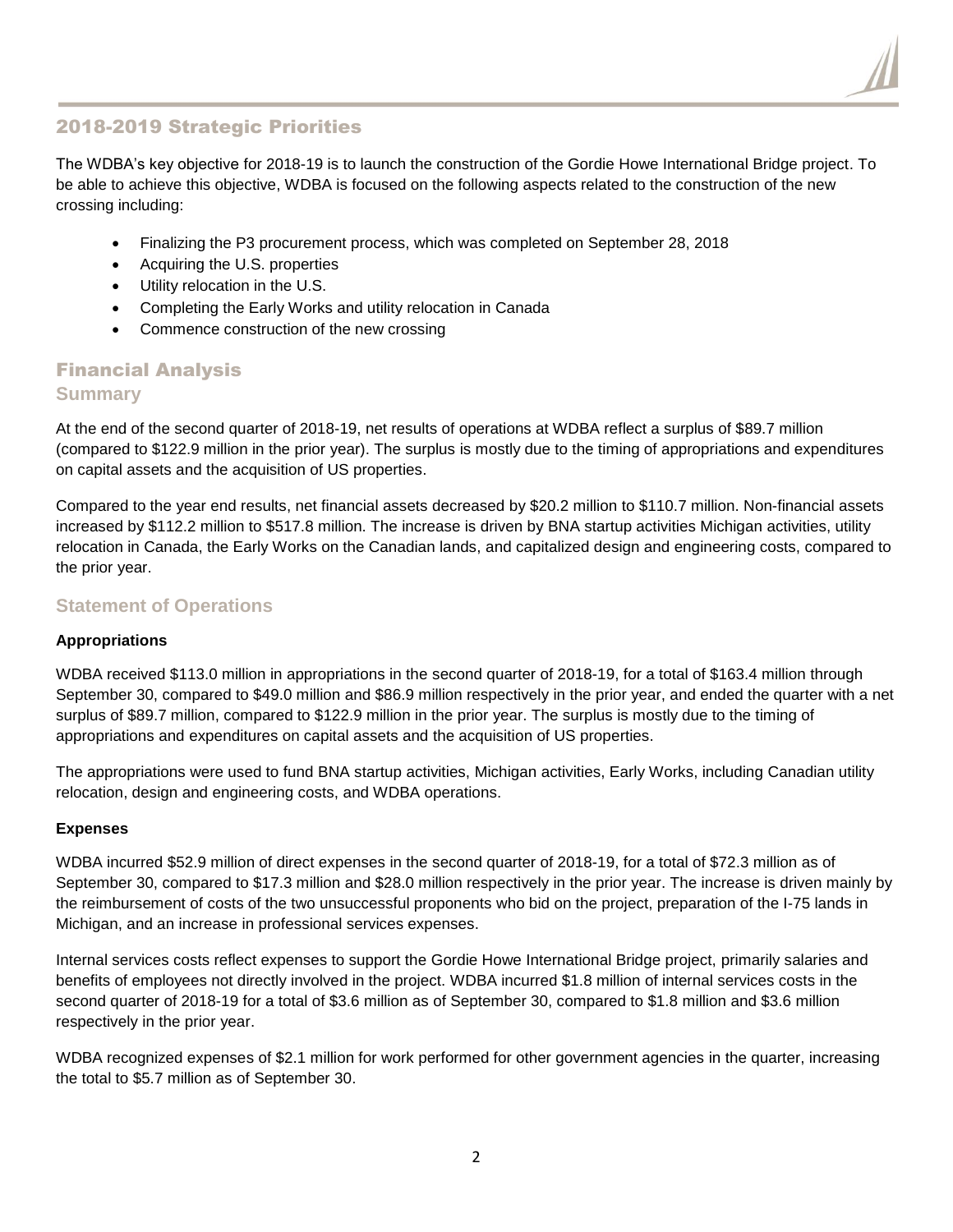## 2018-2019 Strategic Priorities

The WDBA's key objective for 2018-19 is to launch the construction of the Gordie Howe International Bridge project. To be able to achieve this objective, WDBA is focused on the following aspects related to the construction of the new crossing including:

- Finalizing the P3 procurement process, which was completed on September 28, 2018
- Acquiring the U.S. properties
- Utility relocation in the U.S.
- Completing the Early Works and utility relocation in Canada
- Commence construction of the new crossing

## Financial Analysis

### Summary

At the end of the second quarter of 2018-19, net results of operations at WDBA reflect a surplus of $89.7 million (compared to $122.9 million in the prior year). The surplus is mostly due to the timing of appropriations and expenditures on capital assets and the acquisition of US properties.

Compared to the year end results, net financial assets decreased by $20.2 million to $110.7 million. Non-financial assets increased by $112.2 million to $517.8 million. The increase is driven by BNA startup activities Michigan activities, utility relocation in Canada, the Early Works on the Canadian lands, and capitalized design and engineering costs, compared to the prior year.

### Statement of Operations

**Appropriations**

WDBA received $113.0 million in appropriations in the second quarter of 2018-19, for a total of $163.4 million through September 30, compared to $49.0 million and $86.9 million respectively in the prior year, and ended the quarter with a net surplus of $89.7 million, compared to $122.9 million in the prior year. The surplus is mostly due to the timing of appropriations and expenditures on capital assets and the acquisition of US properties.

The appropriations were used to fund BNA startup activities, Michigan activities, Early Works, including Canadian utility relocation, design and engineering costs, and WDBA operations.

**Expenses**

WDBA incurred $52.9 million of direct expenses in the second quarter of 2018-19, for a total of $72.3 million as of September 30, compared to $17.3 million and $28.0 million respectively in the prior year. The increase is driven mainly by the reimbursement of costs of the two unsuccessful proponents who bid on the project, preparation of the I-75 lands in Michigan, and an increase in professional services expenses.

Internal services costs reflect expenses to support the Gordie Howe International Bridge project, primarily salaries and benefits of employees not directly involved in the project. WDBA incurred $1.8 million of internal services costs in the second quarter of 2018-19 for a total of $3.6 million as of September 30, compared to $1.8 million and $3.6 million respectively in the prior year.

WDBA recognized expenses of $2.1 million for work performed for other government agencies in the quarter, increasing the total to $5.7 million as of September 30.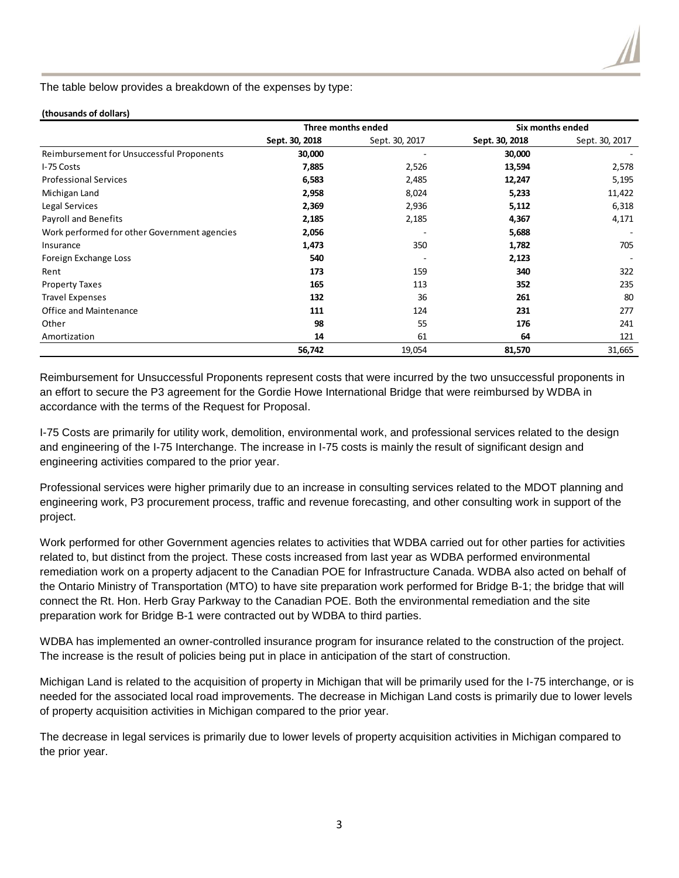The table below provides a breakdown of the expenses by type:

**(thousands of dollars)**

| | Three months ended | | Six months ended | |
|---|---|---|---|---|
| | **Sept. 30, 2018** | Sept. 30, 2017 | **Sept. 30, 2018** | Sept. 30, 2017 |
| Reimbursement for Unsuccessful Proponents | **30,000** | - | **30,000** | - |
| I-75 Costs | **7,885** | 2,526 | **13,594** | 2,578 |
| Professional Services | **6,583** | 2,485 | **12,247** | 5,195 |
| Michigan Land | **2,958** | 8,024 | **5,233** | 11,422 |
| Legal Services | **2,369** | 2,936 | **5,112** | 6,318 |
| Payroll and Benefits | **2,185** | 2,185 | **4,367** | 4,171 |
| Work performed for other Government agencies | **2,056** | - | **5,688** | - |
| Insurance | **1,473** | 350 | **1,782** | 705 |
| Foreign Exchange Loss | **540** | - | **2,123** | - |
| Rent | **173** | 159 | **340** | 322 |
| Property Taxes | **165** | 113 | **352** | 235 |
| Travel Expenses | **132** | 36 | **261** | 80 |
| Office and Maintenance | **111** | 124 | **231** | 277 |
| Other | **98** | 55 | **176** | 241 |
| Amortization | **14** | 61 | **64** | 121 |
| | **56,742** | 19,054 | **81,570** | 31,665 |

Reimbursement for Unsuccessful Proponents represent costs that were incurred by the two unsuccessful proponents in an effort to secure the P3 agreement for the Gordie Howe International Bridge that were reimbursed by WDBA in accordance with the terms of the Request for Proposal.

I-75 Costs are primarily for utility work, demolition, environmental work, and professional services related to the design and engineering of the I-75 Interchange. The increase in I-75 costs is mainly the result of significant design and engineering activities compared to the prior year.

Professional services were higher primarily due to an increase in consulting services related to the MDOT planning and engineering work, P3 procurement process, traffic and revenue forecasting, and other consulting work in support of the project.

Work performed for other Government agencies relates to activities that WDBA carried out for other parties for activities related to, but distinct from the project. These costs increased from last year as WDBA performed environmental remediation work on a property adjacent to the Canadian POE for Infrastructure Canada. WDBA also acted on behalf of the Ontario Ministry of Transportation (MTO) to have site preparation work performed for Bridge B-1; the bridge that will connect the Rt. Hon. Herb Gray Parkway to the Canadian POE. Both the environmental remediation and the site preparation work for Bridge B-1 were contracted out by WDBA to third parties.

WDBA has implemented an owner-controlled insurance program for insurance related to the construction of the project. The increase is the result of policies being put in place in anticipation of the start of construction.

Michigan Land is related to the acquisition of property in Michigan that will be primarily used for the I-75 interchange, or is needed for the associated local road improvements. The decrease in Michigan Land costs is primarily due to lower levels of property acquisition activities in Michigan compared to the prior year.

The decrease in legal services is primarily due to lower levels of property acquisition activities in Michigan compared to the prior year.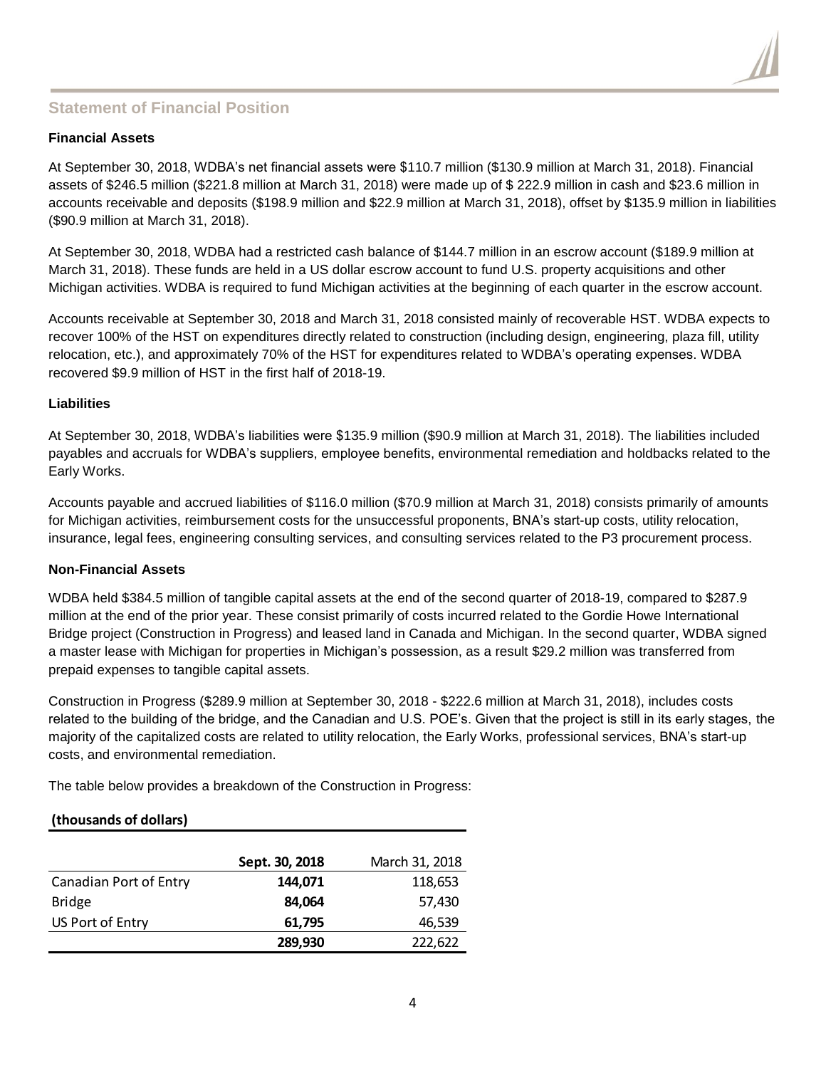## Statement of Financial Position

### Financial Assets

At September 30, 2018, WDBA's net financial assets were $110.7 million ($130.9 million at March 31, 2018). Financial assets of $246.5 million ($221.8 million at March 31, 2018) were made up of $ 222.9 million in cash and $23.6 million in accounts receivable and deposits ($198.9 million and $22.9 million at March 31, 2018), offset by $135.9 million in liabilities ($90.9 million at March 31, 2018).

At September 30, 2018, WDBA had a restricted cash balance of $144.7 million in an escrow account ($189.9 million at March 31, 2018). These funds are held in a US dollar escrow account to fund U.S. property acquisitions and other Michigan activities. WDBA is required to fund Michigan activities at the beginning of each quarter in the escrow account.

Accounts receivable at September 30, 2018 and March 31, 2018 consisted mainly of recoverable HST. WDBA expects to recover 100% of the HST on expenditures directly related to construction (including design, engineering, plaza fill, utility relocation, etc.), and approximately 70% of the HST for expenditures related to WDBA's operating expenses. WDBA recovered $9.9 million of HST in the first half of 2018-19.

### Liabilities

At September 30, 2018, WDBA's liabilities were $135.9 million ($90.9 million at March 31, 2018). The liabilities included payables and accruals for WDBA's suppliers, employee benefits, environmental remediation and holdbacks related to the Early Works.

Accounts payable and accrued liabilities of $116.0 million ($70.9 million at March 31, 2018) consists primarily of amounts for Michigan activities, reimbursement costs for the unsuccessful proponents, BNA's start-up costs, utility relocation, insurance, legal fees, engineering consulting services, and consulting services related to the P3 procurement process.

### Non-Financial Assets

WDBA held $384.5 million of tangible capital assets at the end of the second quarter of 2018-19, compared to $287.9 million at the end of the prior year. These consist primarily of costs incurred related to the Gordie Howe International Bridge project (Construction in Progress) and leased land in Canada and Michigan. In the second quarter, WDBA signed a master lease with Michigan for properties in Michigan's possession, as a result $29.2 million was transferred from prepaid expenses to tangible capital assets.

Construction in Progress ($289.9 million at September 30, 2018 - $222.6 million at March 31, 2018), includes costs related to the building of the bridge, and the Canadian and U.S. POE's. Given that the project is still in its early stages, the majority of the capitalized costs are related to utility relocation, the Early Works, professional services, BNA's start-up costs, and environmental remediation.

The table below provides a breakdown of the Construction in Progress:

**(thousands of dollars)**

| | Sept. 30, 2018 | March 31, 2018 |
|---|---|---|
| Canadian Port of Entry | **144,071** | 118,653 |
| Bridge | **84,064** | 57,430 |
| US Port of Entry | **61,795** | 46,539 |
| | **289,930** | 222,622 |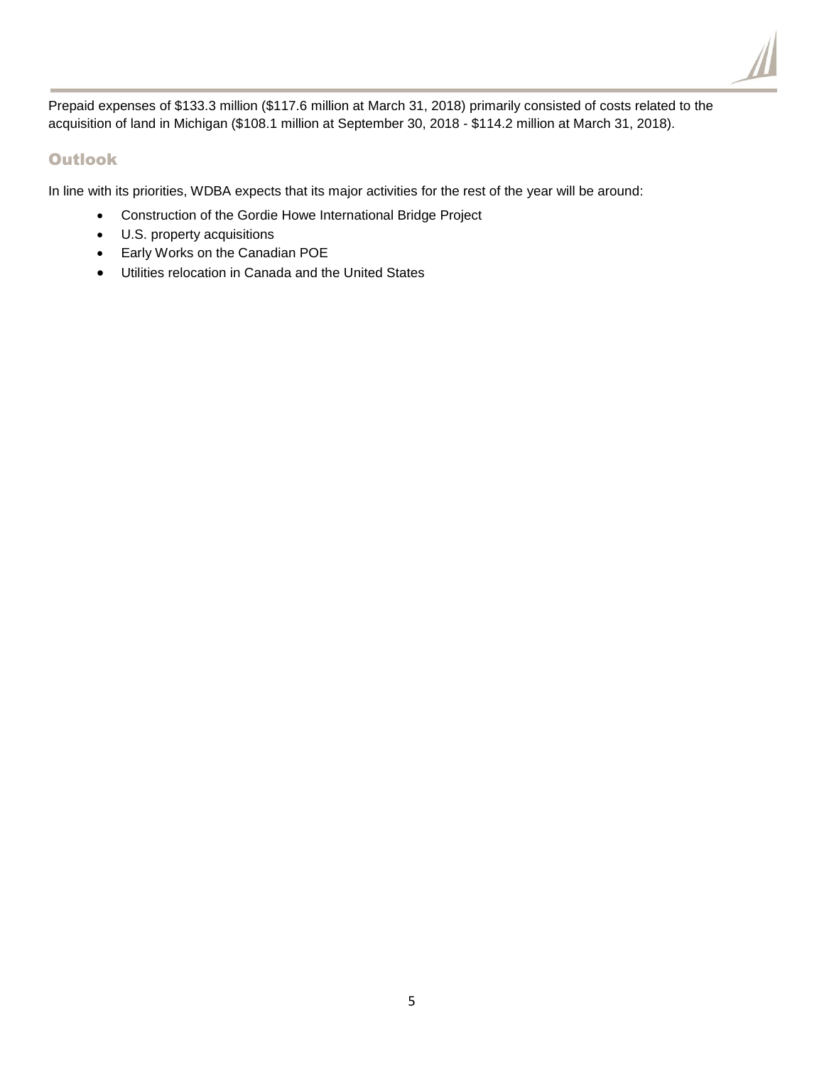Prepaid expenses of $133.3 million ($117.6 million at March 31, 2018) primarily consisted of costs related to the acquisition of land in Michigan ($108.1 million at September 30, 2018 - $114.2 million at March 31, 2018).

## Outlook

In line with its priorities, WDBA expects that its major activities for the rest of the year will be around:

- Construction of the Gordie Howe International Bridge Project
- U.S. property acquisitions
- Early Works on the Canadian POE
- Utilities relocation in Canada and the United States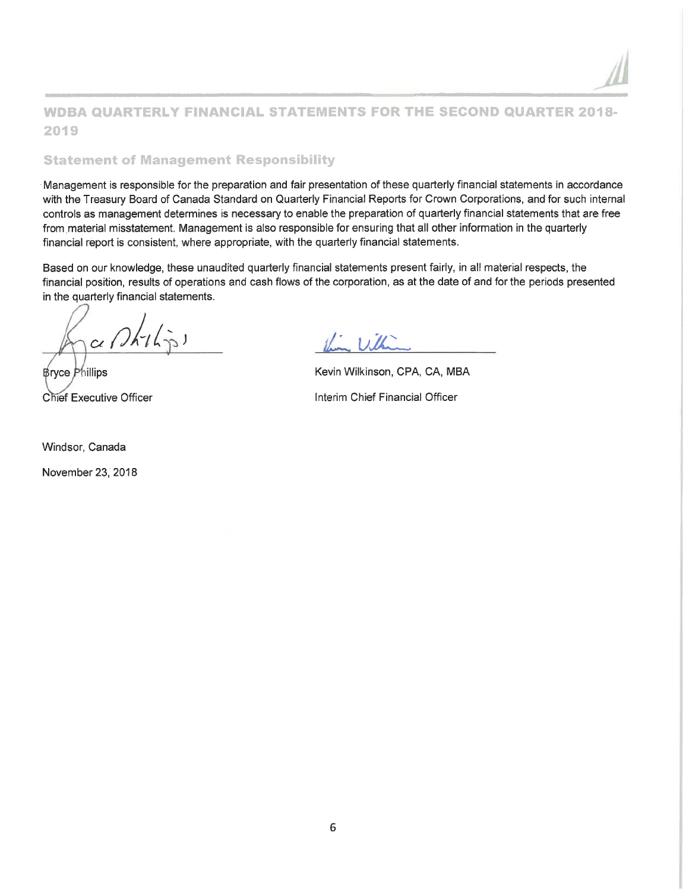## WDBA QUARTERLY FINANCIAL STATEMENTS FOR THE SECOND QUARTER 2018-2019

### Statement of Management Responsibility

Management is responsible for the preparation and fair presentation of these quarterly financial statements in accordance with the Treasury Board of Canada Standard on Quarterly Financial Reports for Crown Corporations, and for such internal controls as management determines is necessary to enable the preparation of quarterly financial statements that are free from material misstatement. Management is also responsible for ensuring that all other information in the quarterly financial report is consistent, where appropriate, with the quarterly financial statements.

Based on our knowledge, these unaudited quarterly financial statements present fairly, in all material respects, the financial position, results of operations and cash flows of the corporation, as at the date of and for the periods presented in the quarterly financial statements.

Bryce Phillips
Chief Executive Officer

Kevin Wilkinson, CPA, CA, MBA
Interim Chief Financial Officer

Windsor, Canada

November 23, 2018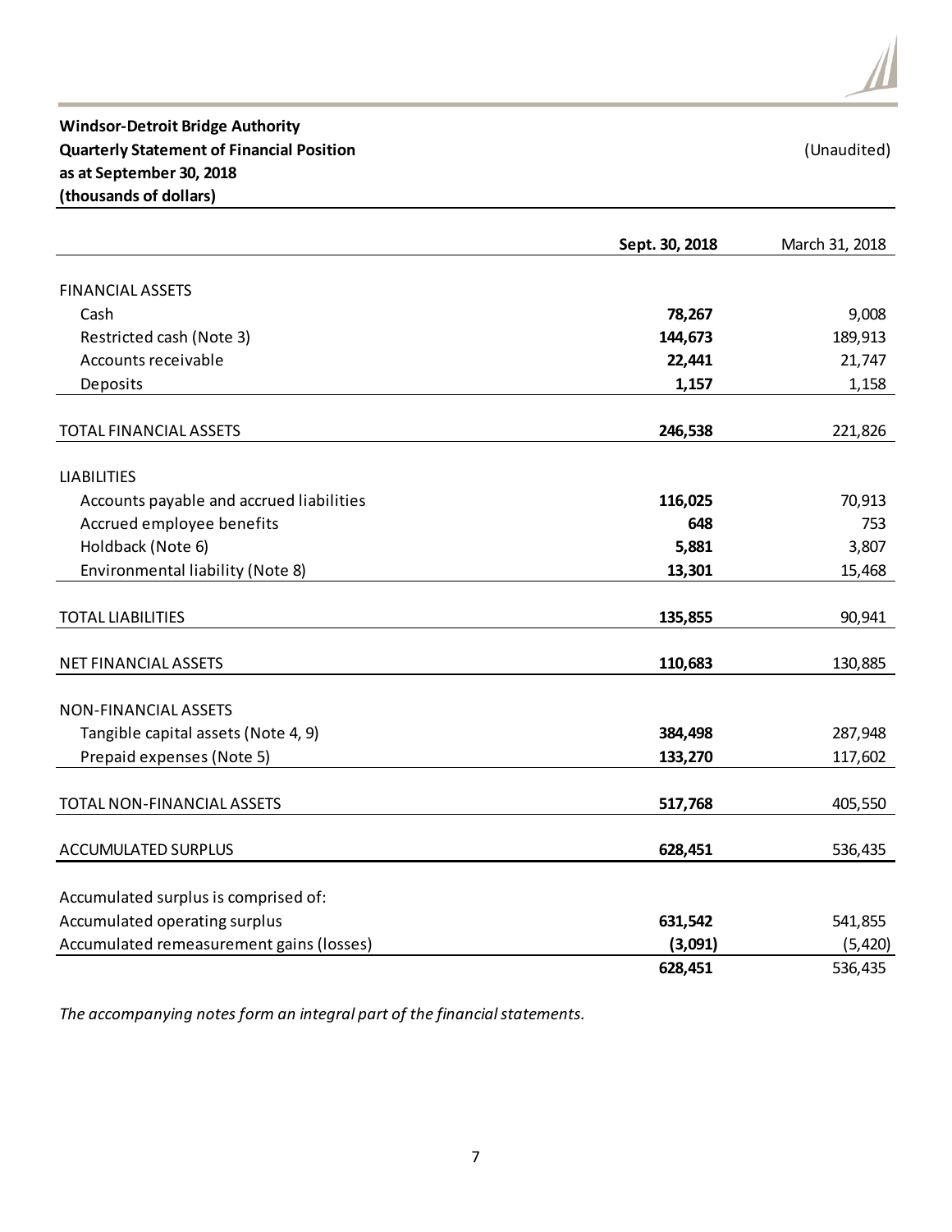**Windsor-Detroit Bridge Authority**
**Quarterly Statement of Financial Position**
**as at September 30, 2018**
**(thousands of dollars)**

(Unaudited)

| | **Sept. 30, 2018** | March 31, 2018 |
|---|---|---|
| FINANCIAL ASSETS | | |
| Cash | **78,267** | 9,008 |
| Restricted cash (Note 3) | **144,673** | 189,913 |
| Accounts receivable | **22,441** | 21,747 |
| Deposits | **1,157** | 1,158 |
| TOTAL FINANCIAL ASSETS | **246,538** | 221,826 |
| LIABILITIES | | |
| Accounts payable and accrued liabilities | **116,025** | 70,913 |
| Accrued employee benefits | **648** | 753 |
| Holdback (Note 6) | **5,881** | 3,807 |
| Environmental liability (Note 8) | **13,301** | 15,468 |
| TOTAL LIABILITIES | **135,855** | 90,941 |
| NET FINANCIAL ASSETS | **110,683** | 130,885 |
| NON-FINANCIAL ASSETS | | |
| Tangible capital assets (Note 4, 9) | **384,498** | 287,948 |
| Prepaid expenses (Note 5) | **133,270** | 117,602 |
| TOTAL NON-FINANCIAL ASSETS | **517,768** | 405,550 |
| ACCUMULATED SURPLUS | **628,451** | 536,435 |
| Accumulated surplus is comprised of: | | |
| Accumulated operating surplus | **631,542** | 541,855 |
| Accumulated remeasurement gains (losses) | **(3,091)** | (5,420) |
| | **628,451** | 536,435 |

*The accompanying notes form an integral part of the financial statements.*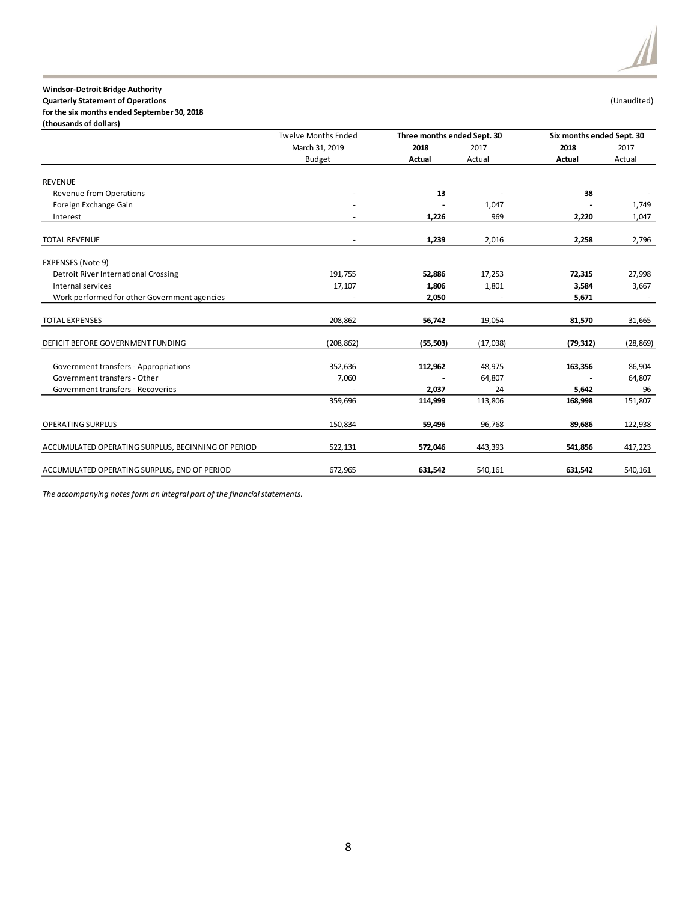**Windsor-Detroit Bridge Authority**
**Quarterly Statement of Operations**
**for the six months ended September 30, 2018**
**(thousands of dollars)**

(Unaudited)

| | Twelve Months Ended | Three months ended Sept. 30 | | Six months ended Sept. 30 | |
|---|---|---|---|---|---|
| | March 31, 2019 | **2018** | 2017 | **2018** | 2017 |
| | Budget | **Actual** | Actual | **Actual** | Actual |
| REVENUE | | | | | |
| Revenue from Operations | - | **13** | - | **38** | - |
| Foreign Exchange Gain | - | **-** | 1,047 | **-** | 1,749 |
| Interest | - | **1,226** | 969 | **2,220** | 1,047 |
| TOTAL REVENUE | - | **1,239** | 2,016 | **2,258** | 2,796 |
| EXPENSES (Note 9) | | | | | |
| Detroit River International Crossing | 191,755 | **52,886** | 17,253 | **72,315** | 27,998 |
| Internal services | 17,107 | **1,806** | 1,801 | **3,584** | 3,667 |
| Work performed for other Government agencies | - | **2,050** | - | **5,671** | - |
| TOTAL EXPENSES | 208,862 | **56,742** | 19,054 | **81,570** | 31,665 |
| DEFICIT BEFORE GOVERNMENT FUNDING | (208,862) | **(55,503)** | (17,038) | **(79,312)** | (28,869) |
| Government transfers - Appropriations | 352,636 | **112,962** | 48,975 | **163,356** | 86,904 |
| Government transfers - Other | 7,060 | **-** | 64,807 | **-** | 64,807 |
| Government transfers - Recoveries | - | **2,037** | 24 | **5,642** | 96 |
| | 359,696 | **114,999** | 113,806 | **168,998** | 151,807 |
| OPERATING SURPLUS | 150,834 | **59,496** | 96,768 | **89,686** | 122,938 |
| ACCUMULATED OPERATING SURPLUS, BEGINNING OF PERIOD | 522,131 | **572,046** | 443,393 | **541,856** | 417,223 |
| ACCUMULATED OPERATING SURPLUS, END OF PERIOD | 672,965 | **631,542** | 540,161 | **631,542** | 540,161 |

*The accompanying notes form an integral part of the financial statements.*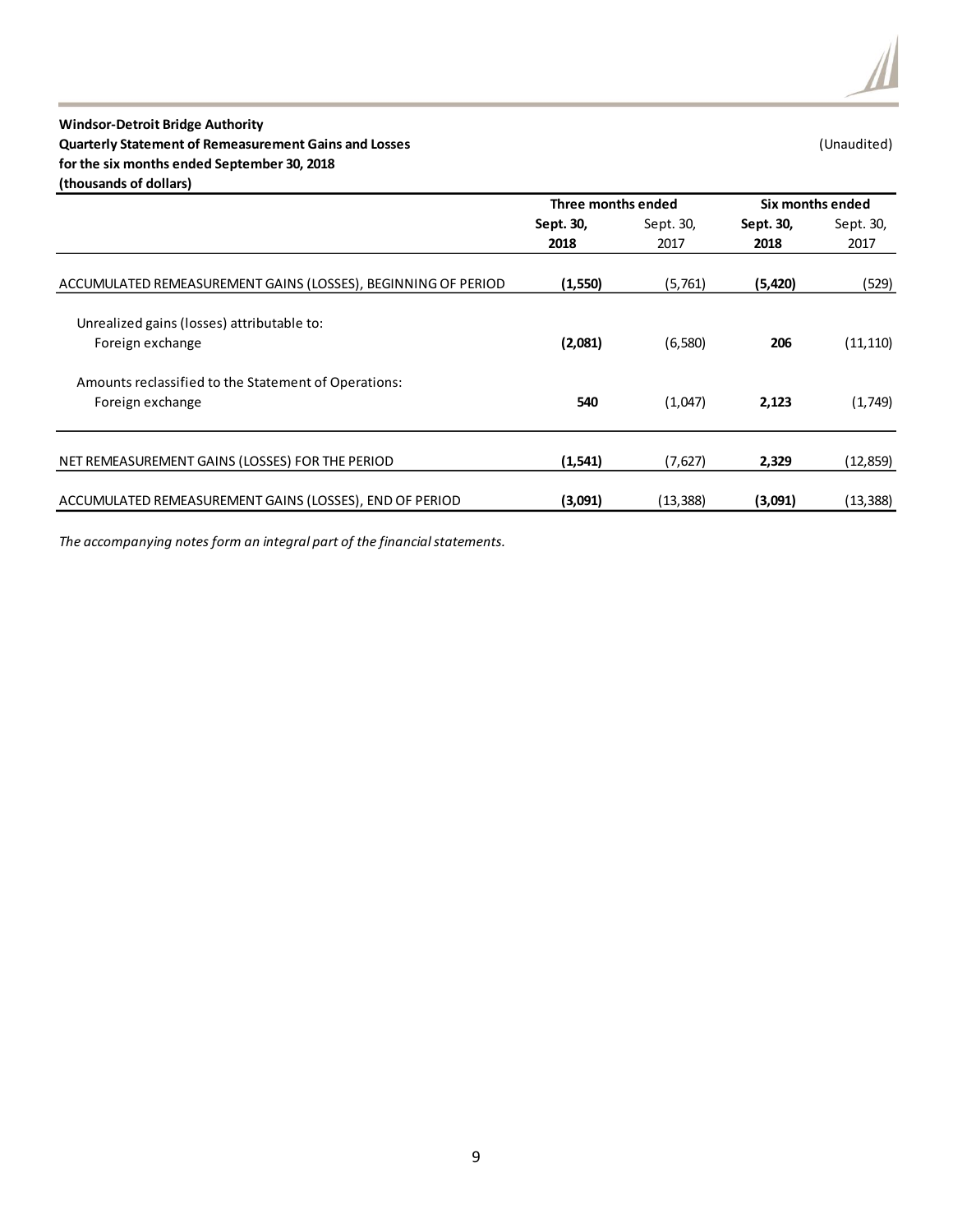**Windsor-Detroit Bridge Authority**
**Quarterly Statement of Remeasurement Gains and Losses**
**for the six months ended September 30, 2018**
**(thousands of dollars)**

(Unaudited)

| | Three months ended | | Six months ended | |
|---|---|---|---|---|
| | **Sept. 30, 2018** | Sept. 30, 2017 | **Sept. 30, 2018** | Sept. 30, 2017 |
| ACCUMULATED REMEASUREMENT GAINS (LOSSES), BEGINNING OF PERIOD | **(1,550)** | (5,761) | **(5,420)** | (529) |
| Unrealized gains (losses) attributable to: | | | | |
| Foreign exchange | **(2,081)** | (6,580) | **206** | (11,110) |
| Amounts reclassified to the Statement of Operations: | | | | |
| Foreign exchange | **540** | (1,047) | **2,123** | (1,749) |
| NET REMEASUREMENT GAINS (LOSSES) FOR THE PERIOD | **(1,541)** | (7,627) | **2,329** | (12,859) |
| ACCUMULATED REMEASUREMENT GAINS (LOSSES), END OF PERIOD | **(3,091)** | (13,388) | **(3,091)** | (13,388) |

*The accompanying notes form an integral part of the financial statements.*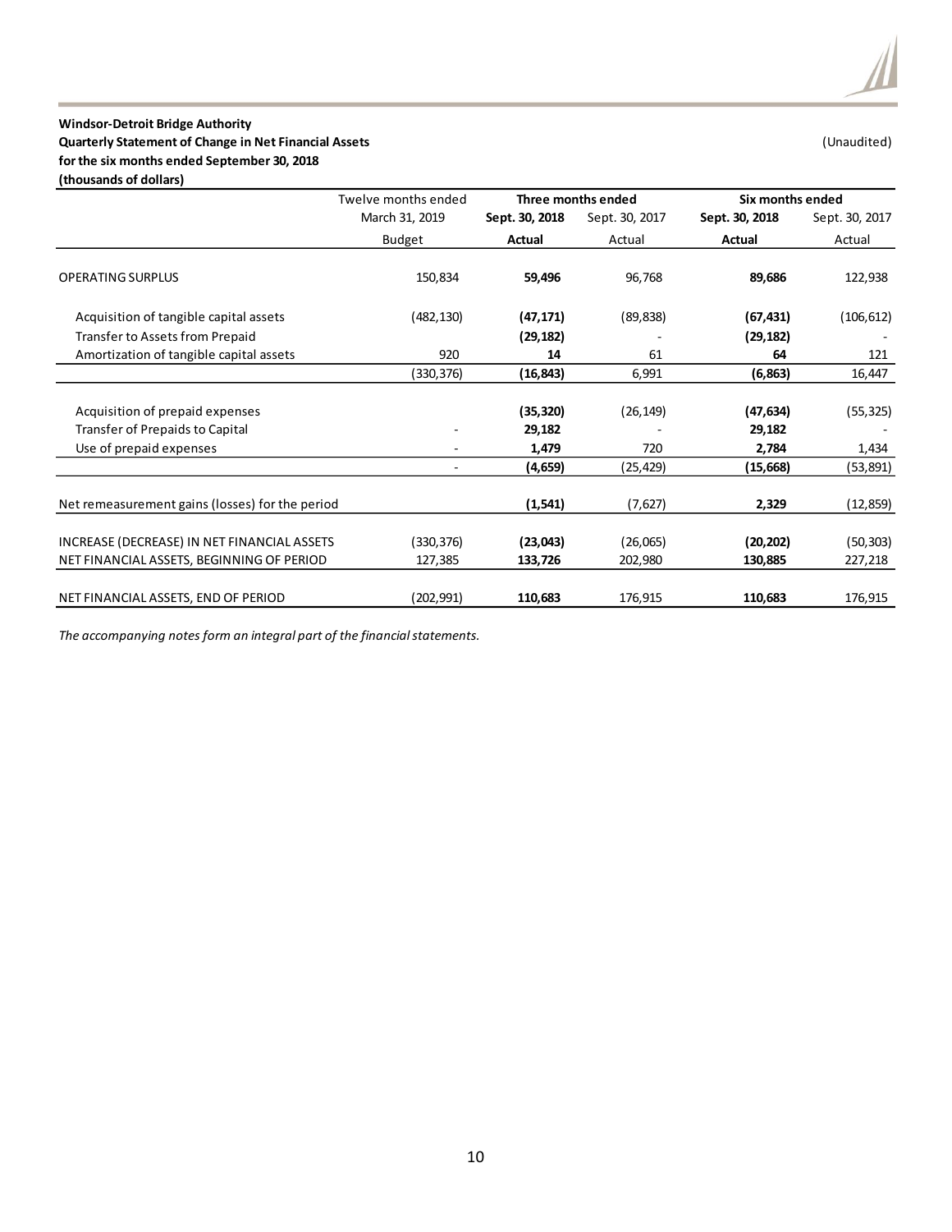**Windsor-Detroit Bridge Authority**
**Quarterly Statement of Change in Net Financial Assets**
**for the six months ended September 30, 2018**
**(thousands of dollars)**

(Unaudited)

| | Twelve months ended | Three months ended | | Six months ended | |
|---|---|---|---|---|---|
| | March 31, 2019 | **Sept. 30, 2018** | Sept. 30, 2017 | **Sept. 30, 2018** | Sept. 30, 2017 |
| | Budget | **Actual** | Actual | **Actual** | Actual |
| OPERATING SURPLUS | 150,834 | **59,496** | 96,768 | **89,686** | 122,938 |
| Acquisition of tangible capital assets | (482,130) | **(47,171)** | (89,838) | **(67,431)** | (106,612) |
| Transfer to Assets from Prepaid | | **(29,182)** | - | **(29,182)** | - |
| Amortization of tangible capital assets | 920 | **14** | 61 | **64** | 121 |
| | (330,376) | **(16,843)** | 6,991 | **(6,863)** | 16,447 |
| Acquisition of prepaid expenses | | **(35,320)** | (26,149) | **(47,634)** | (55,325) |
| Transfer of Prepaids to Capital | - | **29,182** | - | **29,182** | - |
| Use of prepaid expenses | - | **1,479** | 720 | **2,784** | 1,434 |
| | - | **(4,659)** | (25,429) | **(15,668)** | (53,891) |
| Net remeasurement gains (losses) for the period | | **(1,541)** | (7,627) | **2,329** | (12,859) |
| INCREASE (DECREASE) IN NET FINANCIAL ASSETS | (330,376) | **(23,043)** | (26,065) | **(20,202)** | (50,303) |
| NET FINANCIAL ASSETS, BEGINNING OF PERIOD | 127,385 | **133,726** | 202,980 | **130,885** | 227,218 |
| NET FINANCIAL ASSETS, END OF PERIOD | (202,991) | **110,683** | 176,915 | **110,683** | 176,915 |

*The accompanying notes form an integral part of the financial statements.*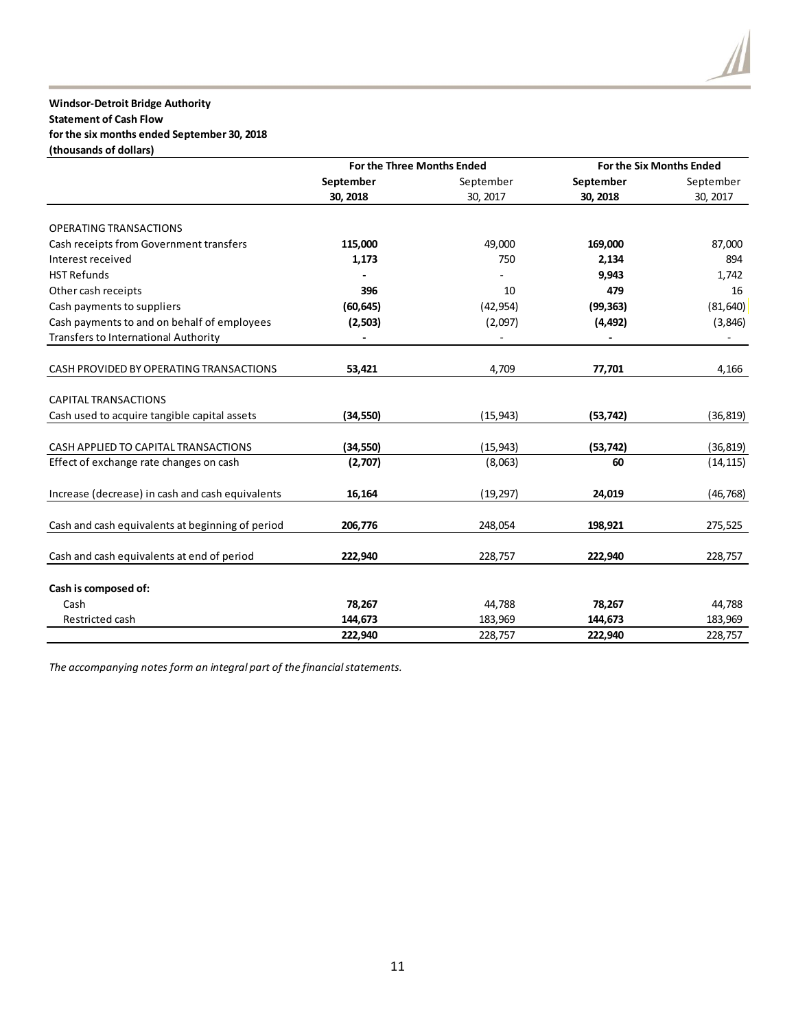**Windsor-Detroit Bridge Authority**
**Statement of Cash Flow**
**for the six months ended September 30, 2018**
**(thousands of dollars)**

| | For the Three Months Ended | | For the Six Months Ended | |
|---|---|---|---|---|
| | **September 30, 2018** | September 30, 2017 | **September 30, 2018** | September 30, 2017 |
| OPERATING TRANSACTIONS | | | | |
| Cash receipts from Government transfers | **115,000** | 49,000 | **169,000** | 87,000 |
| Interest received | **1,173** | 750 | **2,134** | 894 |
| HST Refunds | **-** | - | **9,943** | 1,742 |
| Other cash receipts | **396** | 10 | **479** | 16 |
| Cash payments to suppliers | **(60,645)** | (42,954) | **(99,363)** | (81,640) |
| Cash payments to and on behalf of employees | **(2,503)** | (2,097) | **(4,492)** | (3,846) |
| Transfers to International Authority | **-** | - | **-** | - |
| CASH PROVIDED BY OPERATING TRANSACTIONS | **53,421** | 4,709 | **77,701** | 4,166 |
| CAPITAL TRANSACTIONS | | | | |
| Cash used to acquire tangible capital assets | **(34,550)** | (15,943) | **(53,742)** | (36,819) |
| CASH APPLIED TO CAPITAL TRANSACTIONS | **(34,550)** | (15,943) | **(53,742)** | (36,819) |
| Effect of exchange rate changes on cash | **(2,707)** | (8,063) | **60** | (14,115) |
| Increase (decrease) in cash and cash equivalents | **16,164** | (19,297) | **24,019** | (46,768) |
| Cash and cash equivalents at beginning of period | **206,776** | 248,054 | **198,921** | 275,525 |
| Cash and cash equivalents at end of period | **222,940** | 228,757 | **222,940** | 228,757 |
| **Cash is composed of:** | | | | |
| Cash | **78,267** | 44,788 | **78,267** | 44,788 |
| Restricted cash | **144,673** | 183,969 | **144,673** | 183,969 |
| | **222,940** | 228,757 | **222,940** | 228,757 |

*The accompanying notes form an integral part of the financial statements.*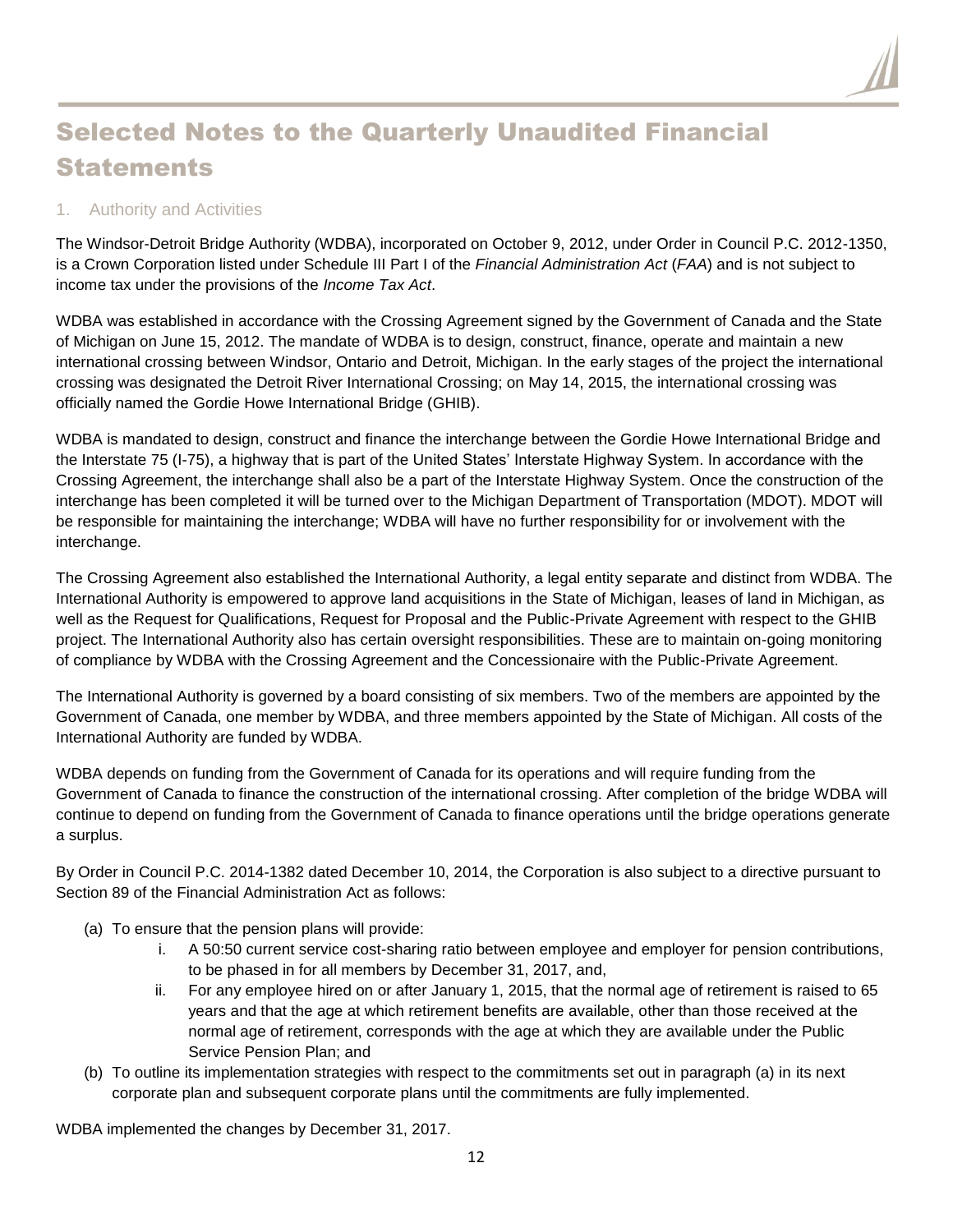# Selected Notes to the Quarterly Unaudited Financial Statements

## 1. Authority and Activities

The Windsor-Detroit Bridge Authority (WDBA), incorporated on October 9, 2012, under Order in Council P.C. 2012-1350, is a Crown Corporation listed under Schedule III Part I of the *Financial Administration Act* (*FAA*) and is not subject to income tax under the provisions of the *Income Tax Act*.

WDBA was established in accordance with the Crossing Agreement signed by the Government of Canada and the State of Michigan on June 15, 2012. The mandate of WDBA is to design, construct, finance, operate and maintain a new international crossing between Windsor, Ontario and Detroit, Michigan. In the early stages of the project the international crossing was designated the Detroit River International Crossing; on May 14, 2015, the international crossing was officially named the Gordie Howe International Bridge (GHIB).

WDBA is mandated to design, construct and finance the interchange between the Gordie Howe International Bridge and the Interstate 75 (I-75), a highway that is part of the United States' Interstate Highway System. In accordance with the Crossing Agreement, the interchange shall also be a part of the Interstate Highway System. Once the construction of the interchange has been completed it will be turned over to the Michigan Department of Transportation (MDOT). MDOT will be responsible for maintaining the interchange; WDBA will have no further responsibility for or involvement with the interchange.

The Crossing Agreement also established the International Authority, a legal entity separate and distinct from WDBA. The International Authority is empowered to approve land acquisitions in the State of Michigan, leases of land in Michigan, as well as the Request for Qualifications, Request for Proposal and the Public-Private Agreement with respect to the GHIB project. The International Authority also has certain oversight responsibilities. These are to maintain on-going monitoring of compliance by WDBA with the Crossing Agreement and the Concessionaire with the Public-Private Agreement.

The International Authority is governed by a board consisting of six members. Two of the members are appointed by the Government of Canada, one member by WDBA, and three members appointed by the State of Michigan. All costs of the International Authority are funded by WDBA.

WDBA depends on funding from the Government of Canada for its operations and will require funding from the Government of Canada to finance the construction of the international crossing. After completion of the bridge WDBA will continue to depend on funding from the Government of Canada to finance operations until the bridge operations generate a surplus.

By Order in Council P.C. 2014-1382 dated December 10, 2014, the Corporation is also subject to a directive pursuant to Section 89 of the Financial Administration Act as follows:

- (a) To ensure that the pension plans will provide:
  - i. A 50:50 current service cost-sharing ratio between employee and employer for pension contributions, to be phased in for all members by December 31, 2017, and,
  - ii. For any employee hired on or after January 1, 2015, that the normal age of retirement is raised to 65 years and that the age at which retirement benefits are available, other than those received at the normal age of retirement, corresponds with the age at which they are available under the Public Service Pension Plan; and
- (b) To outline its implementation strategies with respect to the commitments set out in paragraph (a) in its next corporate plan and subsequent corporate plans until the commitments are fully implemented.

WDBA implemented the changes by December 31, 2017.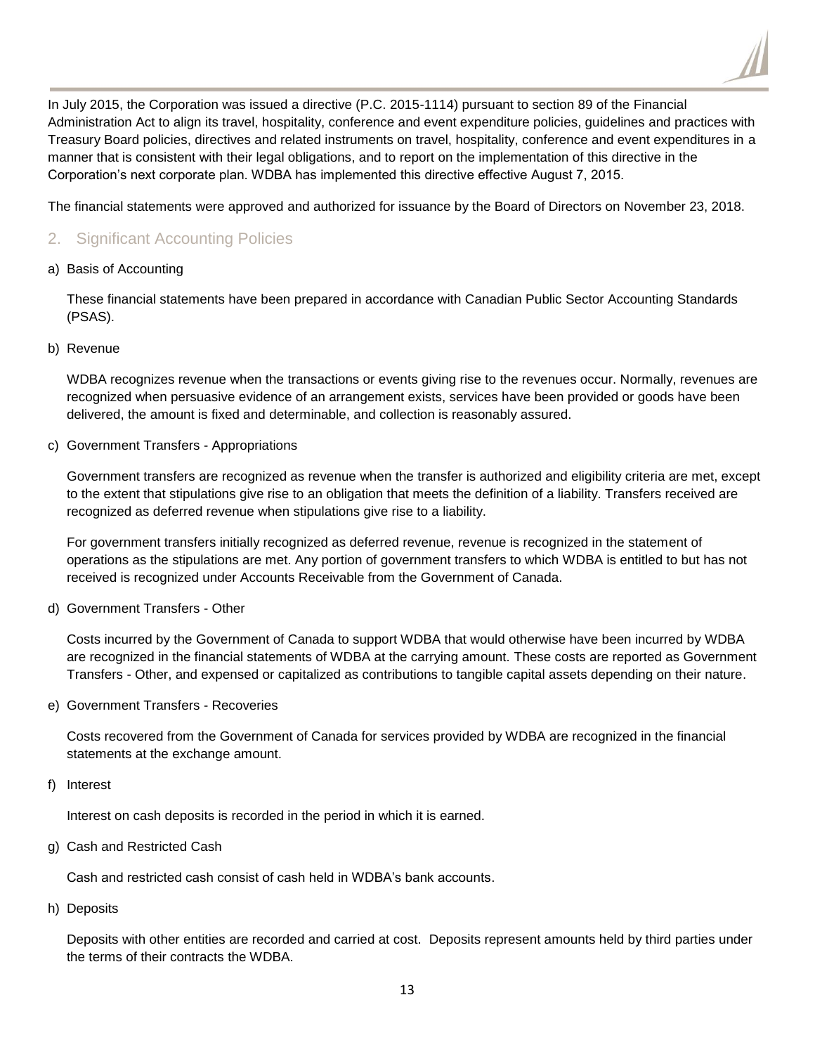In July 2015, the Corporation was issued a directive (P.C. 2015-1114) pursuant to section 89 of the Financial Administration Act to align its travel, hospitality, conference and event expenditure policies, guidelines and practices with Treasury Board policies, directives and related instruments on travel, hospitality, conference and event expenditures in a manner that is consistent with their legal obligations, and to report on the implementation of this directive in the Corporation's next corporate plan. WDBA has implemented this directive effective August 7, 2015.

The financial statements were approved and authorized for issuance by the Board of Directors on November 23, 2018.

## 2. Significant Accounting Policies

a) Basis of Accounting

These financial statements have been prepared in accordance with Canadian Public Sector Accounting Standards (PSAS).

b) Revenue

WDBA recognizes revenue when the transactions or events giving rise to the revenues occur. Normally, revenues are recognized when persuasive evidence of an arrangement exists, services have been provided or goods have been delivered, the amount is fixed and determinable, and collection is reasonably assured.

c) Government Transfers - Appropriations

Government transfers are recognized as revenue when the transfer is authorized and eligibility criteria are met, except to the extent that stipulations give rise to an obligation that meets the definition of a liability. Transfers received are recognized as deferred revenue when stipulations give rise to a liability.

For government transfers initially recognized as deferred revenue, revenue is recognized in the statement of operations as the stipulations are met. Any portion of government transfers to which WDBA is entitled to but has not received is recognized under Accounts Receivable from the Government of Canada.

d) Government Transfers - Other

Costs incurred by the Government of Canada to support WDBA that would otherwise have been incurred by WDBA are recognized in the financial statements of WDBA at the carrying amount. These costs are reported as Government Transfers - Other, and expensed or capitalized as contributions to tangible capital assets depending on their nature.

e) Government Transfers - Recoveries

Costs recovered from the Government of Canada for services provided by WDBA are recognized in the financial statements at the exchange amount.

f) Interest

Interest on cash deposits is recorded in the period in which it is earned.

g) Cash and Restricted Cash

Cash and restricted cash consist of cash held in WDBA's bank accounts.

h) Deposits

Deposits with other entities are recorded and carried at cost. Deposits represent amounts held by third parties under the terms of their contracts the WDBA.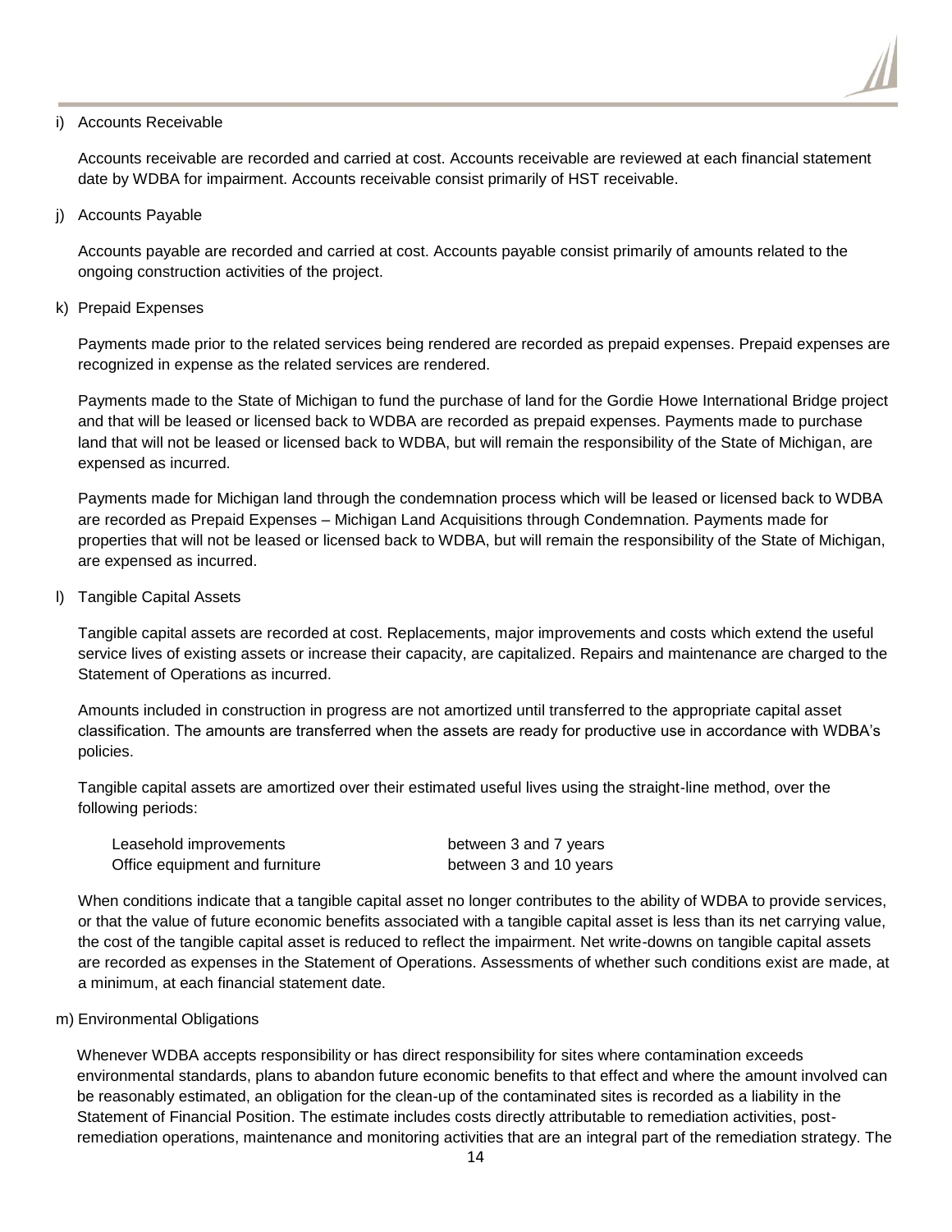i) Accounts Receivable

Accounts receivable are recorded and carried at cost. Accounts receivable are reviewed at each financial statement date by WDBA for impairment. Accounts receivable consist primarily of HST receivable.

j) Accounts Payable

Accounts payable are recorded and carried at cost. Accounts payable consist primarily of amounts related to the ongoing construction activities of the project.

k) Prepaid Expenses

Payments made prior to the related services being rendered are recorded as prepaid expenses. Prepaid expenses are recognized in expense as the related services are rendered.

Payments made to the State of Michigan to fund the purchase of land for the Gordie Howe International Bridge project and that will be leased or licensed back to WDBA are recorded as prepaid expenses. Payments made to purchase land that will not be leased or licensed back to WDBA, but will remain the responsibility of the State of Michigan, are expensed as incurred.

Payments made for Michigan land through the condemnation process which will be leased or licensed back to WDBA are recorded as Prepaid Expenses – Michigan Land Acquisitions through Condemnation. Payments made for properties that will not be leased or licensed back to WDBA, but will remain the responsibility of the State of Michigan, are expensed as incurred.

l) Tangible Capital Assets

Tangible capital assets are recorded at cost. Replacements, major improvements and costs which extend the useful service lives of existing assets or increase their capacity, are capitalized. Repairs and maintenance are charged to the Statement of Operations as incurred.

Amounts included in construction in progress are not amortized until transferred to the appropriate capital asset classification. The amounts are transferred when the assets are ready for productive use in accordance with WDBA's policies.

Tangible capital assets are amortized over their estimated useful lives using the straight-line method, over the following periods:

| | |
|---|---|
| Leasehold improvements | between 3 and 7 years |
| Office equipment and furniture | between 3 and 10 years |

When conditions indicate that a tangible capital asset no longer contributes to the ability of WDBA to provide services, or that the value of future economic benefits associated with a tangible capital asset is less than its net carrying value, the cost of the tangible capital asset is reduced to reflect the impairment. Net write-downs on tangible capital assets are recorded as expenses in the Statement of Operations. Assessments of whether such conditions exist are made, at a minimum, at each financial statement date.

m) Environmental Obligations

Whenever WDBA accepts responsibility or has direct responsibility for sites where contamination exceeds environmental standards, plans to abandon future economic benefits to that effect and where the amount involved can be reasonably estimated, an obligation for the clean-up of the contaminated sites is recorded as a liability in the Statement of Financial Position. The estimate includes costs directly attributable to remediation activities, post-remediation operations, maintenance and monitoring activities that are an integral part of the remediation strategy. The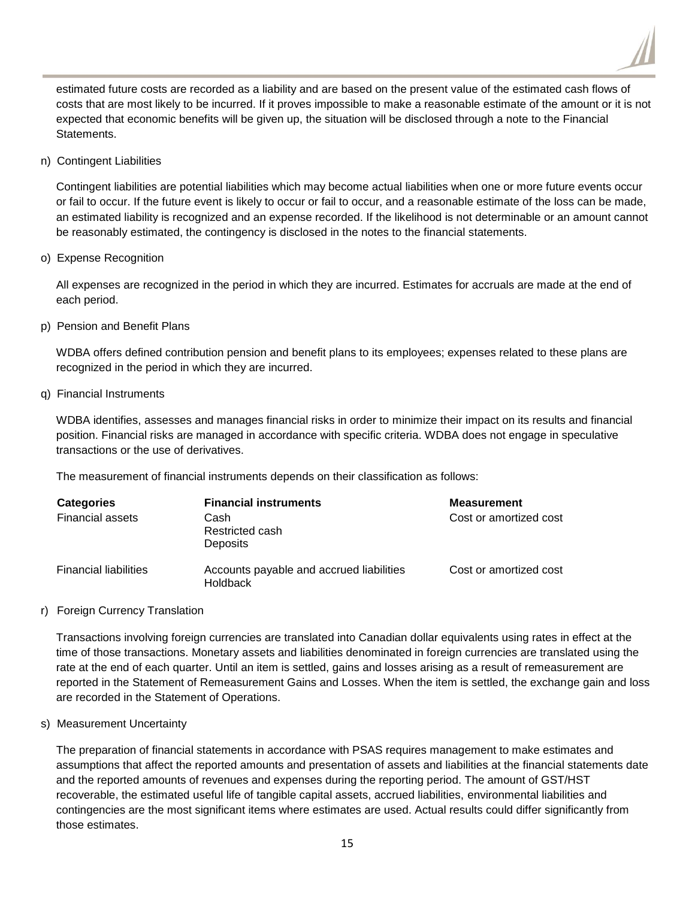estimated future costs are recorded as a liability and are based on the present value of the estimated cash flows of costs that are most likely to be incurred. If it proves impossible to make a reasonable estimate of the amount or it is not expected that economic benefits will be given up, the situation will be disclosed through a note to the Financial Statements.

n) Contingent Liabilities

Contingent liabilities are potential liabilities which may become actual liabilities when one or more future events occur or fail to occur. If the future event is likely to occur or fail to occur, and a reasonable estimate of the loss can be made, an estimated liability is recognized and an expense recorded. If the likelihood is not determinable or an amount cannot be reasonably estimated, the contingency is disclosed in the notes to the financial statements.

o) Expense Recognition

All expenses are recognized in the period in which they are incurred. Estimates for accruals are made at the end of each period.

p) Pension and Benefit Plans

WDBA offers defined contribution pension and benefit plans to its employees; expenses related to these plans are recognized in the period in which they are incurred.

q) Financial Instruments

WDBA identifies, assesses and manages financial risks in order to minimize their impact on its results and financial position. Financial risks are managed in accordance with specific criteria. WDBA does not engage in speculative transactions or the use of derivatives.

The measurement of financial instruments depends on their classification as follows:

| **Categories** | **Financial instruments** | **Measurement** |
|---|---|---|
| Financial assets | Cash<br>Restricted cash<br>Deposits | Cost or amortized cost |
| Financial liabilities | Accounts payable and accrued liabilities<br>Holdback | Cost or amortized cost |

r) Foreign Currency Translation

Transactions involving foreign currencies are translated into Canadian dollar equivalents using rates in effect at the time of those transactions. Monetary assets and liabilities denominated in foreign currencies are translated using the rate at the end of each quarter. Until an item is settled, gains and losses arising as a result of remeasurement are reported in the Statement of Remeasurement Gains and Losses. When the item is settled, the exchange gain and loss are recorded in the Statement of Operations.

s) Measurement Uncertainty

The preparation of financial statements in accordance with PSAS requires management to make estimates and assumptions that affect the reported amounts and presentation of assets and liabilities at the financial statements date and the reported amounts of revenues and expenses during the reporting period. The amount of GST/HST recoverable, the estimated useful life of tangible capital assets, accrued liabilities, environmental liabilities and contingencies are the most significant items where estimates are used. Actual results could differ significantly from those estimates.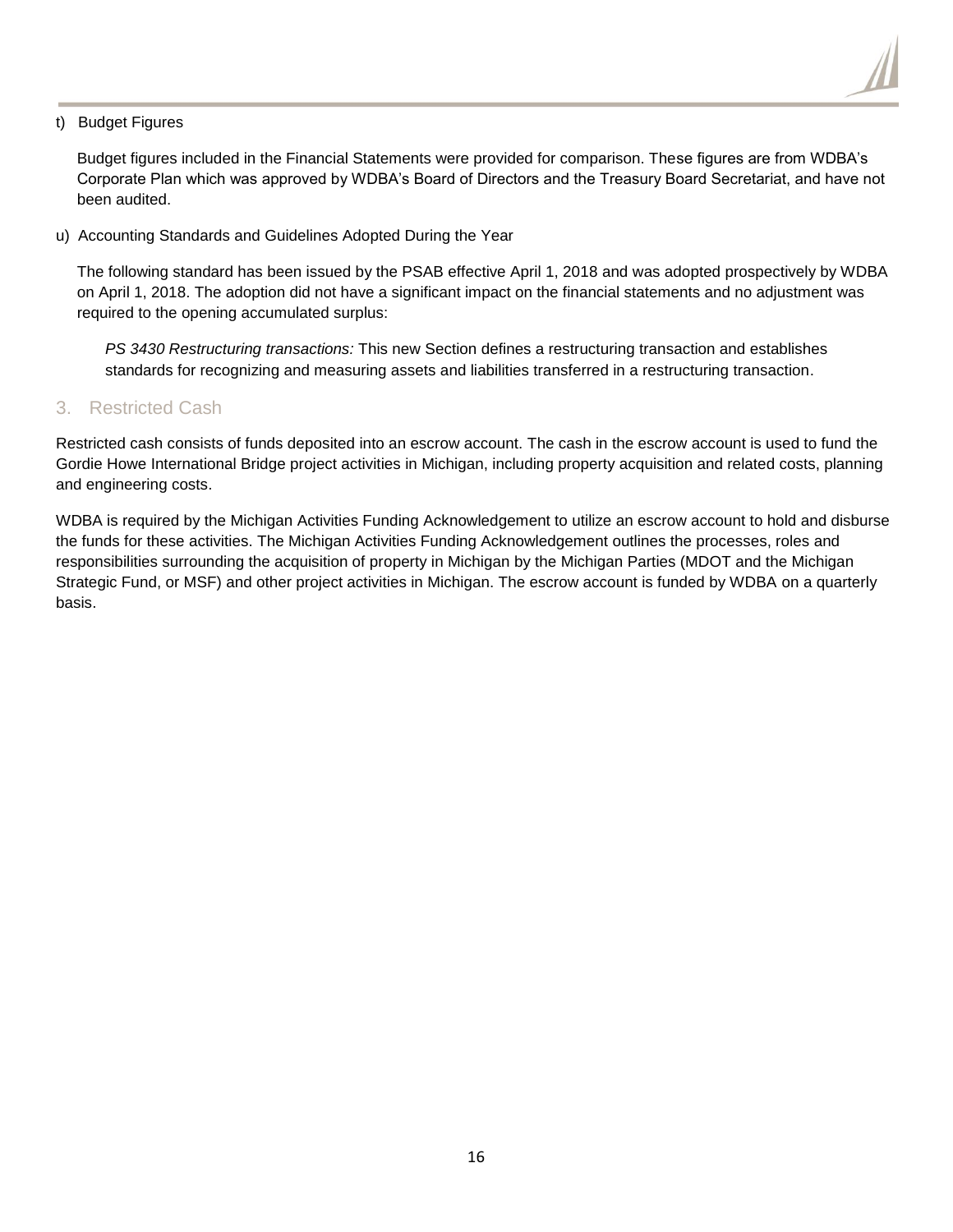t) Budget Figures

Budget figures included in the Financial Statements were provided for comparison. These figures are from WDBA's Corporate Plan which was approved by WDBA's Board of Directors and the Treasury Board Secretariat, and have not been audited.

u) Accounting Standards and Guidelines Adopted During the Year

The following standard has been issued by the PSAB effective April 1, 2018 and was adopted prospectively by WDBA on April 1, 2018. The adoption did not have a significant impact on the financial statements and no adjustment was required to the opening accumulated surplus:

*PS 3430 Restructuring transactions:* This new Section defines a restructuring transaction and establishes standards for recognizing and measuring assets and liabilities transferred in a restructuring transaction.

## 3. Restricted Cash

Restricted cash consists of funds deposited into an escrow account. The cash in the escrow account is used to fund the Gordie Howe International Bridge project activities in Michigan, including property acquisition and related costs, planning and engineering costs.

WDBA is required by the Michigan Activities Funding Acknowledgement to utilize an escrow account to hold and disburse the funds for these activities. The Michigan Activities Funding Acknowledgement outlines the processes, roles and responsibilities surrounding the acquisition of property in Michigan by the Michigan Parties (MDOT and the Michigan Strategic Fund, or MSF) and other project activities in Michigan. The escrow account is funded by WDBA on a quarterly basis.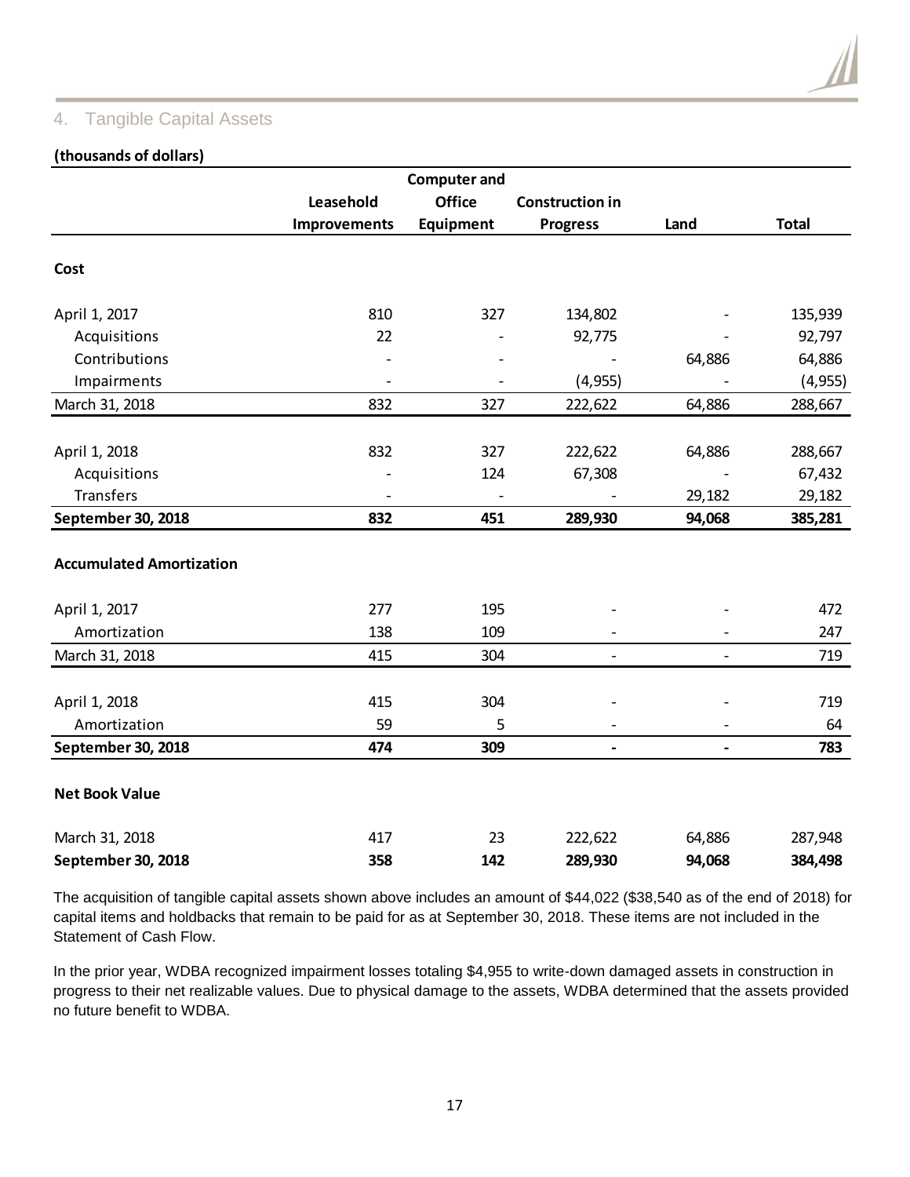## 4. Tangible Capital Assets

**(thousands of dollars)**

| | Leasehold Improvements | Computer and Office Equipment | Construction in Progress | Land | Total |
|---|---|---|---|---|---|
| **Cost** | | | | | |
| April 1, 2017 | 810 | 327 | 134,802 | - | 135,939 |
| Acquisitions | 22 | - | 92,775 | - | 92,797 |
| Contributions | - | - | - | 64,886 | 64,886 |
| Impairments | - | - | (4,955) | - | (4,955) |
| March 31, 2018 | 832 | 327 | 222,622 | 64,886 | 288,667 |
| April 1, 2018 | 832 | 327 | 222,622 | 64,886 | 288,667 |
| Acquisitions | - | 124 | 67,308 | - | 67,432 |
| Transfers | - | - | - | 29,182 | 29,182 |
| **September 30, 2018** | **832** | **451** | **289,930** | **94,068** | **385,281** |
| **Accumulated Amortization** | | | | | |
| April 1, 2017 | 277 | 195 | - | - | 472 |
| Amortization | 138 | 109 | - | - | 247 |
| March 31, 2018 | 415 | 304 | - | - | 719 |
| April 1, 2018 | 415 | 304 | - | - | 719 |
| Amortization | 59 | 5 | - | - | 64 |
| **September 30, 2018** | **474** | **309** | **-** | **-** | **783** |
| **Net Book Value** | | | | | |
| March 31, 2018 | 417 | 23 | 222,622 | 64,886 | 287,948 |
| **September 30, 2018** | **358** | **142** | **289,930** | **94,068** | **384,498** |

The acquisition of tangible capital assets shown above includes an amount of $44,022 ($38,540 as of the end of 2018) for capital items and holdbacks that remain to be paid for as at September 30, 2018. These items are not included in the Statement of Cash Flow.

In the prior year, WDBA recognized impairment losses totaling $4,955 to write-down damaged assets in construction in progress to their net realizable values. Due to physical damage to the assets, WDBA determined that the assets provided no future benefit to WDBA.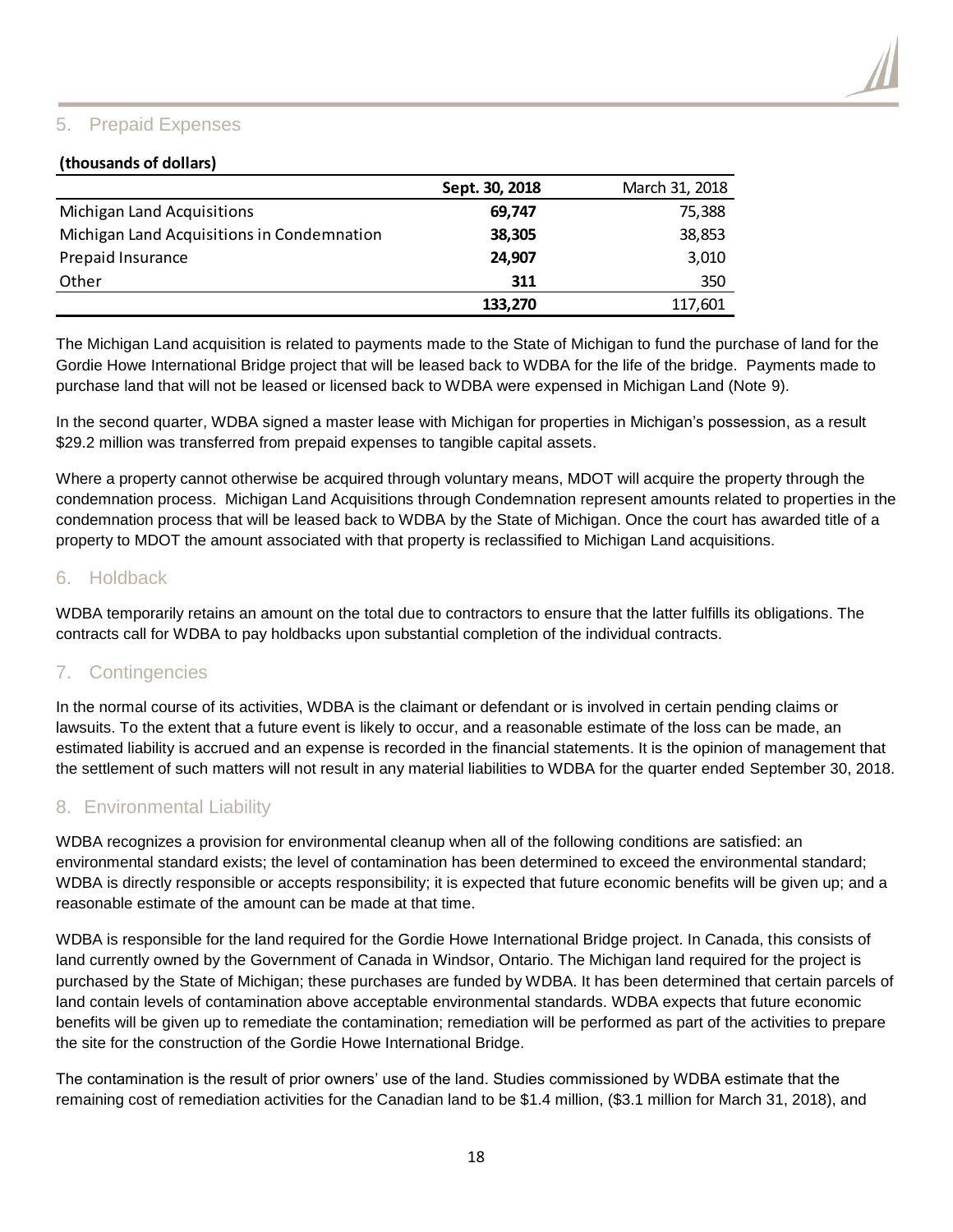## 5. Prepaid Expenses

**(thousands of dollars)**

| | **Sept. 30, 2018** | March 31, 2018 |
|---|---|---|
| Michigan Land Acquisitions | **69,747** | 75,388 |
| Michigan Land Acquisitions in Condemnation | **38,305** | 38,853 |
| Prepaid Insurance | **24,907** | 3,010 |
| Other | **311** | 350 |
| | **133,270** | 117,601 |

The Michigan Land acquisition is related to payments made to the State of Michigan to fund the purchase of land for the Gordie Howe International Bridge project that will be leased back to WDBA for the life of the bridge. Payments made to purchase land that will not be leased or licensed back to WDBA were expensed in Michigan Land (Note 9).

In the second quarter, WDBA signed a master lease with Michigan for properties in Michigan's possession, as a result $29.2 million was transferred from prepaid expenses to tangible capital assets.

Where a property cannot otherwise be acquired through voluntary means, MDOT will acquire the property through the condemnation process. Michigan Land Acquisitions through Condemnation represent amounts related to properties in the condemnation process that will be leased back to WDBA by the State of Michigan. Once the court has awarded title of a property to MDOT the amount associated with that property is reclassified to Michigan Land acquisitions.

## 6. Holdback

WDBA temporarily retains an amount on the total due to contractors to ensure that the latter fulfills its obligations. The contracts call for WDBA to pay holdbacks upon substantial completion of the individual contracts.

## 7. Contingencies

In the normal course of its activities, WDBA is the claimant or defendant or is involved in certain pending claims or lawsuits. To the extent that a future event is likely to occur, and a reasonable estimate of the loss can be made, an estimated liability is accrued and an expense is recorded in the financial statements. It is the opinion of management that the settlement of such matters will not result in any material liabilities to WDBA for the quarter ended September 30, 2018.

## 8. Environmental Liability

WDBA recognizes a provision for environmental cleanup when all of the following conditions are satisfied: an environmental standard exists; the level of contamination has been determined to exceed the environmental standard; WDBA is directly responsible or accepts responsibility; it is expected that future economic benefits will be given up; and a reasonable estimate of the amount can be made at that time.

WDBA is responsible for the land required for the Gordie Howe International Bridge project. In Canada, this consists of land currently owned by the Government of Canada in Windsor, Ontario. The Michigan land required for the project is purchased by the State of Michigan; these purchases are funded by WDBA. It has been determined that certain parcels of land contain levels of contamination above acceptable environmental standards. WDBA expects that future economic benefits will be given up to remediate the contamination; remediation will be performed as part of the activities to prepare the site for the construction of the Gordie Howe International Bridge.

The contamination is the result of prior owners' use of the land. Studies commissioned by WDBA estimate that the remaining cost of remediation activities for the Canadian land to be $1.4 million, ($3.1 million for March 31, 2018), and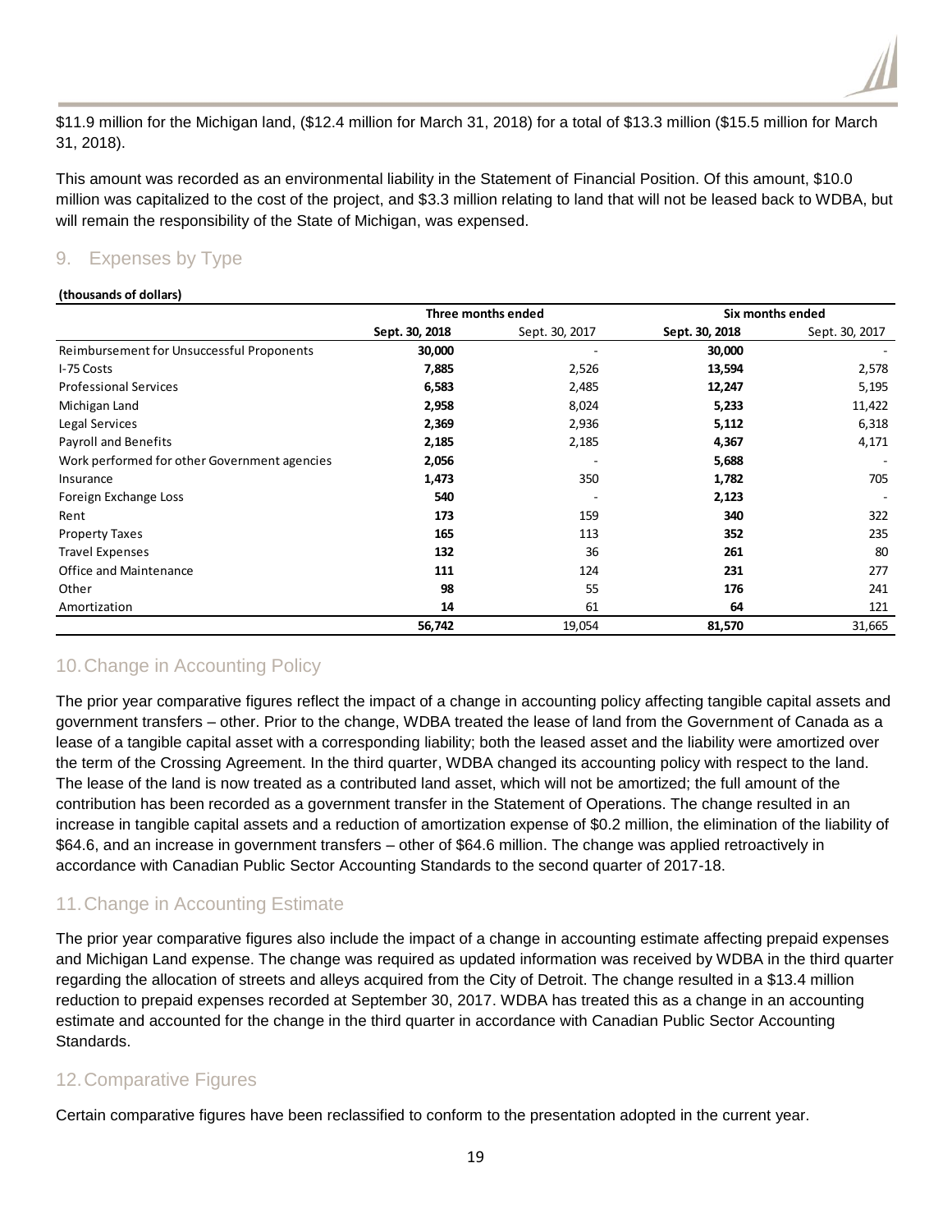$11.9 million for the Michigan land, ($12.4 million for March 31, 2018) for a total of $13.3 million ($15.5 million for March 31, 2018).

This amount was recorded as an environmental liability in the Statement of Financial Position. Of this amount, $10.0 million was capitalized to the cost of the project, and $3.3 million relating to land that will not be leased back to WDBA, but will remain the responsibility of the State of Michigan, was expensed.

## 9. Expenses by Type

**(thousands of dollars)**

| | Three months ended | | Six months ended | |
|---|---|---|---|---|
| | **Sept. 30, 2018** | Sept. 30, 2017 | **Sept. 30, 2018** | Sept. 30, 2017 |
| Reimbursement for Unsuccessful Proponents | **30,000** | - | **30,000** | - |
| I-75 Costs | **7,885** | 2,526 | **13,594** | 2,578 |
| Professional Services | **6,583** | 2,485 | **12,247** | 5,195 |
| Michigan Land | **2,958** | 8,024 | **5,233** | 11,422 |
| Legal Services | **2,369** | 2,936 | **5,112** | 6,318 |
| Payroll and Benefits | **2,185** | 2,185 | **4,367** | 4,171 |
| Work performed for other Government agencies | **2,056** | - | **5,688** | - |
| Insurance | **1,473** | 350 | **1,782** | 705 |
| Foreign Exchange Loss | **540** | - | **2,123** | - |
| Rent | **173** | 159 | **340** | 322 |
| Property Taxes | **165** | 113 | **352** | 235 |
| Travel Expenses | **132** | 36 | **261** | 80 |
| Office and Maintenance | **111** | 124 | **231** | 277 |
| Other | **98** | 55 | **176** | 241 |
| Amortization | **14** | 61 | **64** | 121 |
| | **56,742** | 19,054 | **81,570** | 31,665 |

## 10. Change in Accounting Policy

The prior year comparative figures reflect the impact of a change in accounting policy affecting tangible capital assets and government transfers – other. Prior to the change, WDBA treated the lease of land from the Government of Canada as a lease of a tangible capital asset with a corresponding liability; both the leased asset and the liability were amortized over the term of the Crossing Agreement. In the third quarter, WDBA changed its accounting policy with respect to the land. The lease of the land is now treated as a contributed land asset, which will not be amortized; the full amount of the contribution has been recorded as a government transfer in the Statement of Operations. The change resulted in an increase in tangible capital assets and a reduction of amortization expense of $0.2 million, the elimination of the liability of $64.6, and an increase in government transfers – other of $64.6 million. The change was applied retroactively in accordance with Canadian Public Sector Accounting Standards to the second quarter of 2017-18.

## 11. Change in Accounting Estimate

The prior year comparative figures also include the impact of a change in accounting estimate affecting prepaid expenses and Michigan Land expense. The change was required as updated information was received by WDBA in the third quarter regarding the allocation of streets and alleys acquired from the City of Detroit. The change resulted in a $13.4 million reduction to prepaid expenses recorded at September 30, 2017. WDBA has treated this as a change in an accounting estimate and accounted for the change in the third quarter in accordance with Canadian Public Sector Accounting Standards.

## 12. Comparative Figures

Certain comparative figures have been reclassified to conform to the presentation adopted in the current year.